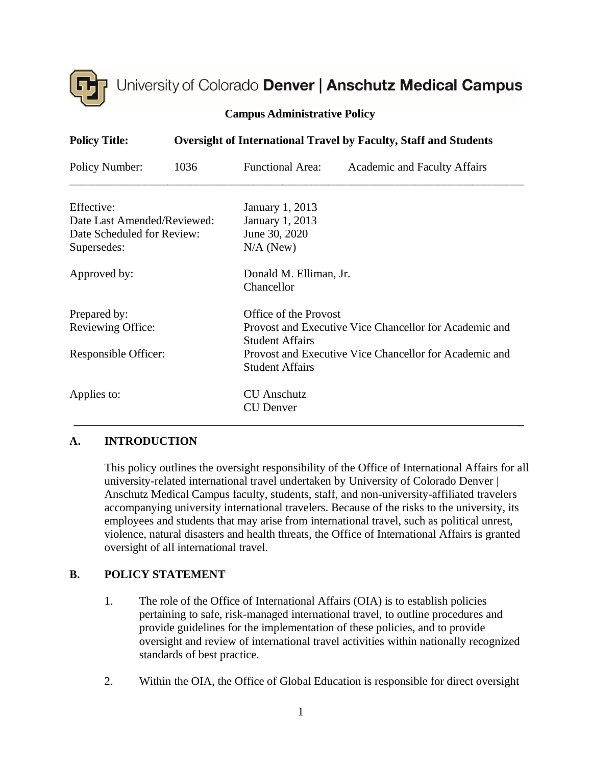University of Colorado **Denver | Anschutz Medical Campus**

**Campus Administrative Policy**

**Policy Title:** **Oversight of International Travel by Faculty, Staff and Students**

| | | | |
|---|---|---|---|
| Policy Number: | 1036 | Functional Area: | Academic and Faculty Affairs |

| | |
|---|---|
| Effective: | January 1, 2013 |
| Date Last Amended/Reviewed: | January 1, 2013 |
| Date Scheduled for Review: | June 30, 2020 |
| Supersedes: | N/A (New) |
| Approved by: | Donald M. Elliman, Jr. Chancellor |
| Prepared by: | Office of the Provost |
| Reviewing Office: | Provost and Executive Vice Chancellor for Academic and Student Affairs |
| Responsible Officer: | Provost and Executive Vice Chancellor for Academic and Student Affairs |
| Applies to: | CU Anschutz<br>CU Denver |

## A. INTRODUCTION

This policy outlines the oversight responsibility of the Office of International Affairs for all university-related international travel undertaken by University of Colorado Denver | Anschutz Medical Campus faculty, students, staff, and non-university-affiliated travelers accompanying university international travelers. Because of the risks to the university, its employees and students that may arise from international travel, such as political unrest, violence, natural disasters and health threats, the Office of International Affairs is granted oversight of all international travel.

## B. POLICY STATEMENT

1. The role of the Office of International Affairs (OIA) is to establish policies pertaining to safe, risk-managed international travel, to outline procedures and provide guidelines for the implementation of these policies, and to provide oversight and review of international travel activities within nationally recognized standards of best practice.

2. Within the OIA, the Office of Global Education is responsible for direct oversight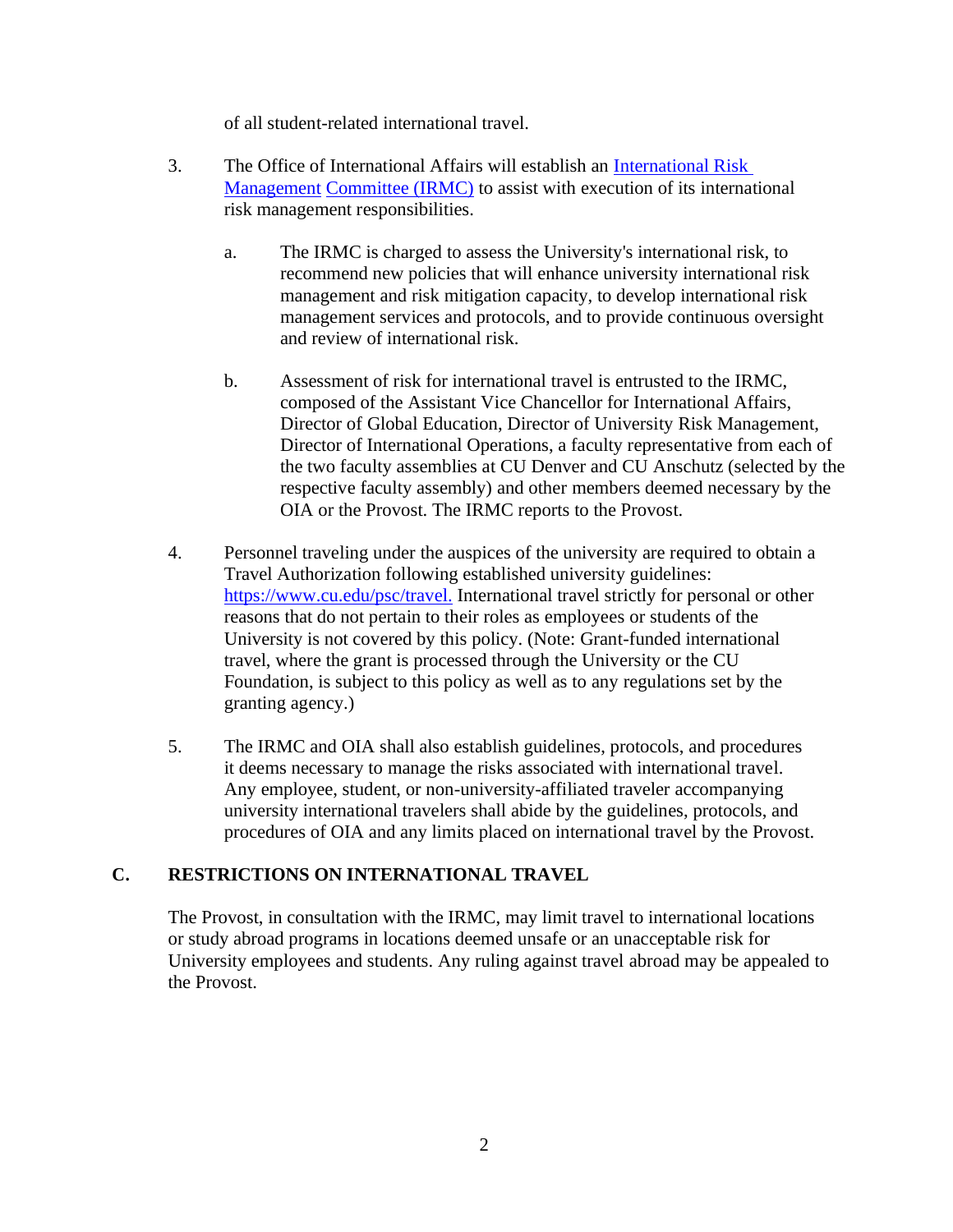of all student-related international travel.

3. The Office of International Affairs will establish an [International Risk Management Committee (IRMC)]() to assist with execution of its international risk management responsibilities.

   a. The IRMC is charged to assess the University's international risk, to recommend new policies that will enhance university international risk management and risk mitigation capacity, to develop international risk management services and protocols, and to provide continuous oversight and review of international risk.

   b. Assessment of risk for international travel is entrusted to the IRMC, composed of the Assistant Vice Chancellor for International Affairs, Director of Global Education, Director of University Risk Management, Director of International Operations, a faculty representative from each of the two faculty assemblies at CU Denver and CU Anschutz (selected by the respective faculty assembly) and other members deemed necessary by the OIA or the Provost. The IRMC reports to the Provost.

4. Personnel traveling under the auspices of the university are required to obtain a Travel Authorization following established university guidelines: [https://www.cu.edu/psc/travel.](https://www.cu.edu/psc/travel) International travel strictly for personal or other reasons that do not pertain to their roles as employees or students of the University is not covered by this policy. (Note: Grant-funded international travel, where the grant is processed through the University or the CU Foundation, is subject to this policy as well as to any regulations set by the granting agency.)

5. The IRMC and OIA shall also establish guidelines, protocols, and procedures it deems necessary to manage the risks associated with international travel. Any employee, student, or non-university-affiliated traveler accompanying university international travelers shall abide by the guidelines, protocols, and procedures of OIA and any limits placed on international travel by the Provost.

## C. RESTRICTIONS ON INTERNATIONAL TRAVEL

The Provost, in consultation with the IRMC, may limit travel to international locations or study abroad programs in locations deemed unsafe or an unacceptable risk for University employees and students. Any ruling against travel abroad may be appealed to the Provost.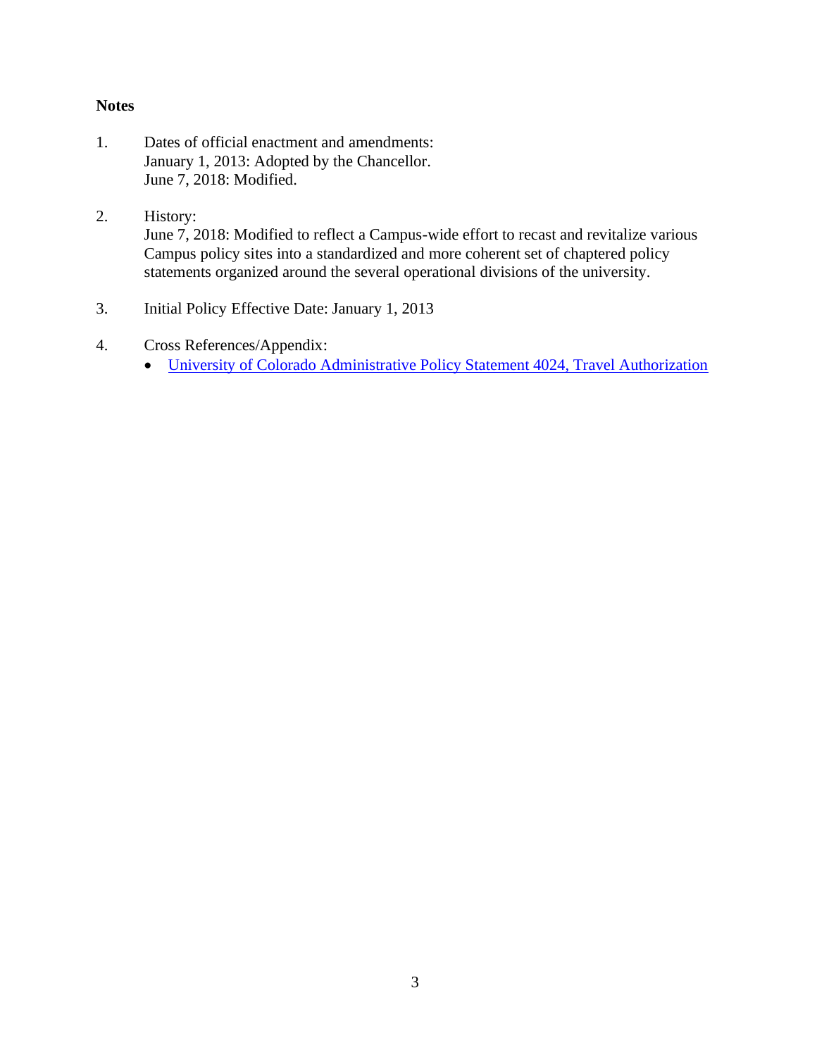**Notes**

1. Dates of official enactment and amendments:
   January 1, 2013: Adopted by the Chancellor.
   June 7, 2018: Modified.

2. History:
   June 7, 2018: Modified to reflect a Campus-wide effort to recast and revitalize various Campus policy sites into a standardized and more coherent set of chaptered policy statements organized around the several operational divisions of the university.

3. Initial Policy Effective Date: January 1, 2013

4. Cross References/Appendix:
   - University of Colorado Administrative Policy Statement 4024, Travel Authorization